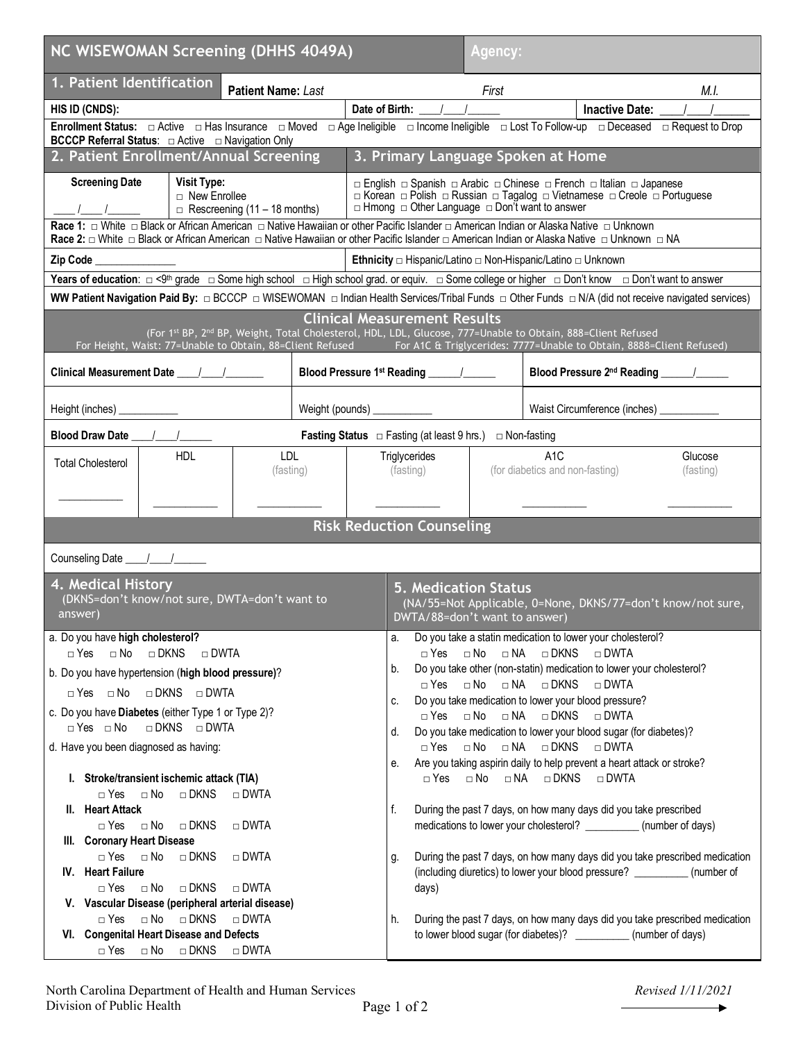# NC WISEWOMAN Screening (DHHS 4049A)

**Agency:**

## 1. Patient Identification

**Patient Name:** *Last* *First* *M.I.*

**HIS ID (CNDS):** **Date of Birth:** \_\_\_\_/\_\_\_\_/\_\_\_\_\_\_ **Inactive Date:** \_\_\_\_/\_\_\_\_/\_\_\_\_\_\_

**Enrollment Status:** □ Active □ Has Insurance □ Moved □ Age Ineligible □ Income Ineligible □ Lost To Follow-up □ Deceased □ Request to Drop

**BCCCP Referral Status**: □ Active □ Navigation Only

## 2. Patient Enrollment/Annual Screening

**Screening Date** \_\_\_\_/\_\_\_\_/\_\_\_\_\_\_

**Visit Type:**
□ New Enrollee
□ Rescreening (11 – 18 months)

## 3. Primary Language Spoken at Home

□ English □ Spanish □ Arabic □ Chinese □ French □ Italian □ Japanese
□ Korean □ Polish □ Russian □ Tagalog □ Vietnamese □ Creole □ Portuguese
□ Hmong □ Other Language □ Don't want to answer

**Race 1:** □ White □ Black or African American □ Native Hawaiian or other Pacific Islander □ American Indian or Alaska Native □ Unknown

**Race 2:** □ White □ Black or African American □ Native Hawaiian or other Pacific Islander □ American Indian or Alaska Native □ Unknown □ NA

**Zip Code** \_\_\_\_\_\_\_\_\_\_\_\_\_\_

**Ethnicity** □ Hispanic/Latino □ Non-Hispanic/Latino □ Unknown

**Years of education**: □ <9th grade □ Some high school □ High school grad. or equiv. □ Some college or higher □ Don't know □ Don't want to answer

**WW Patient Navigation Paid By:** □ BCCCP □ WISEWOMAN □ Indian Health Services/Tribal Funds □ Other Funds □ N/A (did not receive navigated services)

## Clinical Measurement Results

(For 1st BP, 2nd BP, Weight, Total Cholesterol, HDL, LDL, Glucose, 777=Unable to Obtain, 888=Client Refused
For Height, Waist: 77=Unable to Obtain, 88=Client Refused For A1C & Triglycerides: 7777=Unable to Obtain, 8888=Client Refused)

**Clinical Measurement Date** \_\_\_\_/\_\_\_\_/\_\_\_\_\_\_ **Blood Pressure 1st Reading** \_\_\_\_\_\_/\_\_\_\_\_\_ **Blood Pressure 2nd Reading** \_\_\_\_\_\_/\_\_\_\_\_\_

Height (inches) \_\_\_\_\_\_\_\_\_\_\_ Weight (pounds) \_\_\_\_\_\_\_\_\_\_\_ Waist Circumference (inches) \_\_\_\_\_\_\_\_\_\_\_

**Blood Draw Date** \_\_\_\_/\_\_\_\_/\_\_\_\_\_\_ **Fasting Status** □ Fasting (at least 9 hrs.) □ Non-fasting

| Total Cholesterol | HDL | LDL (fasting) | Triglycerides (fasting) | A1C (for diabetics and non-fasting) | Glucose (fasting) |
|---|---|---|---|---|---|
| \_\_\_\_\_\_\_\_\_\_\_ | \_\_\_\_\_\_\_\_\_\_\_ | \_\_\_\_\_\_\_\_\_\_\_ | \_\_\_\_\_\_\_\_\_\_\_ | \_\_\_\_\_\_\_\_\_\_\_ | \_\_\_\_\_\_\_\_\_\_\_ |

## Risk Reduction Counseling

Counseling Date \_\_\_\_/\_\_\_\_/\_\_\_\_\_\_

## 4. Medical History

(DKNS=don't know/not sure, DWTA=don't want to answer)

a. Do you have **high cholesterol?**
□ Yes □ No □ DKNS □ DWTA

b. Do you have hypertension (**high blood pressure**)?
□ Yes □ No □ DKNS □ DWTA

c. Do you have **Diabetes** (either Type 1 or Type 2)?
□ Yes □ No □ DKNS □ DWTA

d. Have you been diagnosed as having:

**I. Stroke/transient ischemic attack (TIA)**
□ Yes □ No □ DKNS □ DWTA

**II. Heart Attack**
□ Yes □ No □ DKNS □ DWTA

**III. Coronary Heart Disease**
□ Yes □ No □ DKNS □ DWTA

**IV. Heart Failure**
□ Yes □ No □ DKNS □ DWTA

**V. Vascular Disease (peripheral arterial disease)**
□ Yes □ No □ DKNS □ DWTA

**VI. Congenital Heart Disease and Defects**
□ Yes □ No □ DKNS □ DWTA

## 5. Medication Status

(NA/55=Not Applicable, 0=None, DKNS/77=don't know/not sure, DWTA/88=don't want to answer)

a. Do you take a statin medication to lower your cholesterol?
□ Yes □ No □ NA □ DKNS □ DWTA

b. Do you take other (non-statin) medication to lower your cholesterol?
□ Yes □ No □ NA □ DKNS □ DWTA

c. Do you take medication to lower your blood pressure?
□ Yes □ No □ NA □ DKNS □ DWTA

d. Do you take medication to lower your blood sugar (for diabetes)?
□ Yes □ No □ NA □ DKNS □ DWTA

e. Are you taking aspirin daily to help prevent a heart attack or stroke?
□ Yes □ No □ NA □ DKNS □ DWTA

f. During the past 7 days, on how many days did you take prescribed medications to lower your cholesterol? \_\_\_\_\_\_\_\_\_\_ (number of days)

g. During the past 7 days, on how many days did you take prescribed medication (including diuretics) to lower your blood pressure? \_\_\_\_\_\_\_\_\_\_ (number of days)

h. During the past 7 days, on how many days did you take prescribed medication to lower blood sugar (for diabetes)? \_\_\_\_\_\_\_\_\_\_ (number of days)

North Carolina Department of Health and Human Services
Division of Public Health

*Revised 1/11/2021*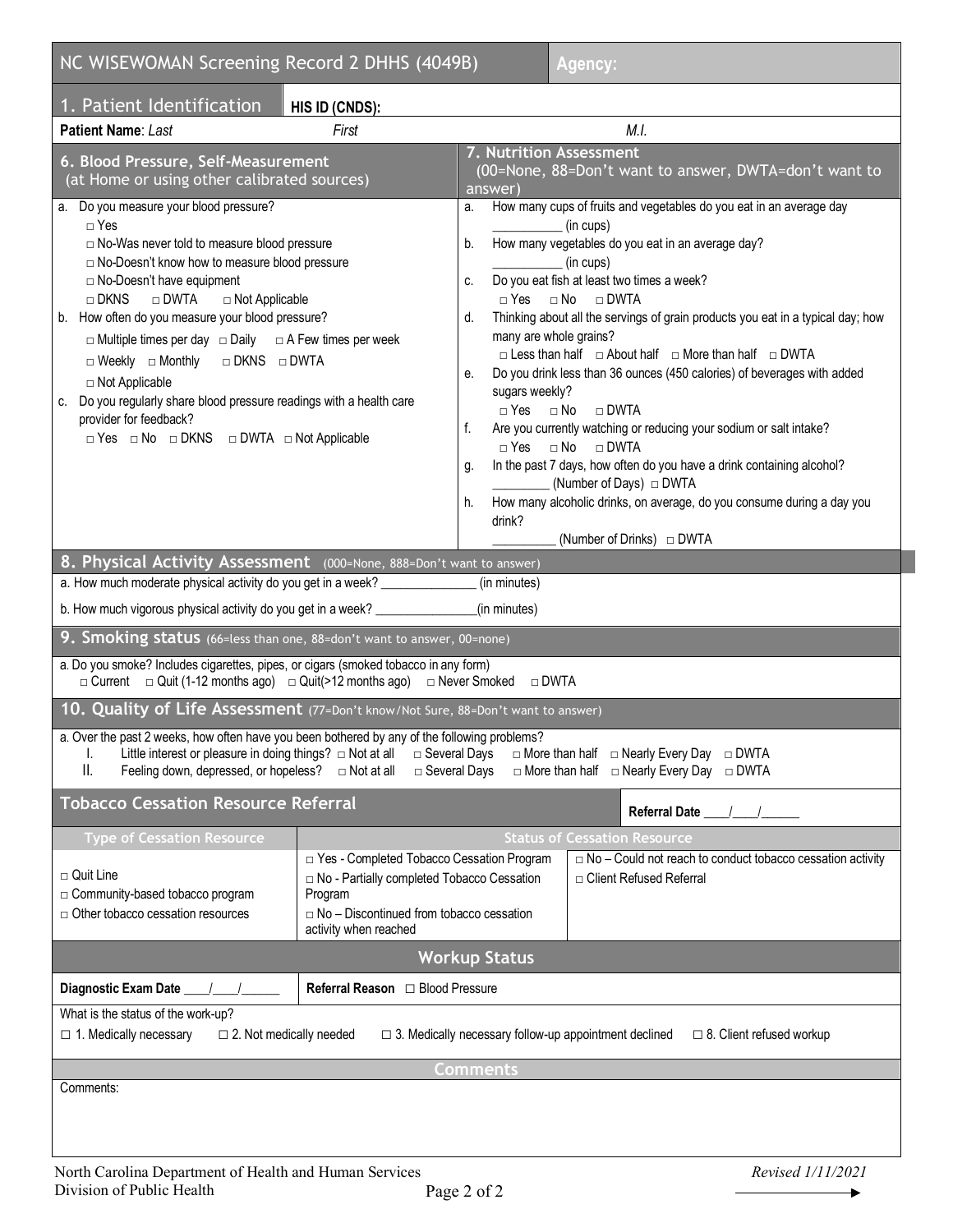# NC WISEWOMAN Screening Record 2 DHHS (4049B)

**Agency:**

## 1. Patient Identification

**HIS ID (CNDS):**

**Patient Name**: *Last* *First* *M.I.*

## 6. Blood Pressure, Self-Measurement
(at Home or using other calibrated sources)

a. Do you measure your blood pressure?
- □ Yes
- □ No-Was never told to measure blood pressure
- □ No-Doesn't know how to measure blood pressure
- □ No-Doesn't have equipment
- □ DKNS □ DWTA □ Not Applicable

b. How often do you measure your blood pressure?
- □ Multiple times per day □ Daily □ A Few times per week
- □ Weekly □ Monthly □ DKNS □ DWTA
- □ Not Applicable

c. Do you regularly share blood pressure readings with a health care provider for feedback?
- □ Yes □ No □ DKNS □ DWTA □ Not Applicable

## 7. Nutrition Assessment
(00=None, 88=Don't want to answer, DWTA=don't want to answer)

a. How many cups of fruits and vegetables do you eat in an average day
__________ (in cups)

b. How many vegetables do you eat in an average day?
__________ (in cups)

c. Do you eat fish at least two times a week?
□ Yes □ No □ DWTA

d. Thinking about all the servings of grain products you eat in a typical day; how many are whole grains?
□ Less than half □ About half □ More than half □ DWTA

e. Do you drink less than 36 ounces (450 calories) of beverages with added sugars weekly?
□ Yes □ No □ DWTA

f. Are you currently watching or reducing your sodium or salt intake?
□ Yes □ No □ DWTA

g. In the past 7 days, how often do you have a drink containing alcohol?
________ (Number of Days) □ DWTA

h. How many alcoholic drinks, on average, do you consume during a day you drink?
_________ (Number of Drinks) □ DWTA

## 8. Physical Activity Assessment (000=None, 888=Don't want to answer)

a. How much moderate physical activity do you get in a week? ______________ (in minutes)

b. How much vigorous physical activity do you get in a week? _______________(in minutes)

## 9. Smoking status (66=less than one, 88=don't want to answer, 00=none)

a. Do you smoke? Includes cigarettes, pipes, or cigars (smoked tobacco in any form)
□ Current □ Quit (1-12 months ago) □ Quit(>12 months ago) □ Never Smoked □ DWTA

## 10. Quality of Life Assessment (77=Don't know/Not Sure, 88=Don't want to answer)

a. Over the past 2 weeks, how often have you been bothered by any of the following problems?

I. Little interest or pleasure in doing things? □ Not at all □ Several Days □ More than half □ Nearly Every Day □ DWTA

II. Feeling down, depressed, or hopeless? □ Not at all □ Several Days □ More than half □ Nearly Every Day □ DWTA

## Tobacco Cessation Resource Referral

**Referral Date** ____/____/______

| Type of Cessation Resource | Status of Cessation Resource | |
|---|---|---|
| □ Quit Line<br>□ Community-based tobacco program<br>□ Other tobacco cessation resources | □ Yes - Completed Tobacco Cessation Program<br>□ No - Partially completed Tobacco Cessation Program<br>□ No – Discontinued from tobacco cessation activity when reached | □ No – Could not reach to conduct tobacco cessation activity<br>□ Client Refused Referral |

## Workup Status

**Diagnostic Exam Date** ____/____/______

**Referral Reason** □ Blood Pressure

What is the status of the work-up?

□ 1. Medically necessary □ 2. Not medically needed □ 3. Medically necessary follow-up appointment declined □ 8. Client refused workup

## Comments

Comments:

North Carolina Department of Health and Human Services
Division of Public Health

*Revised 1/11/2021*